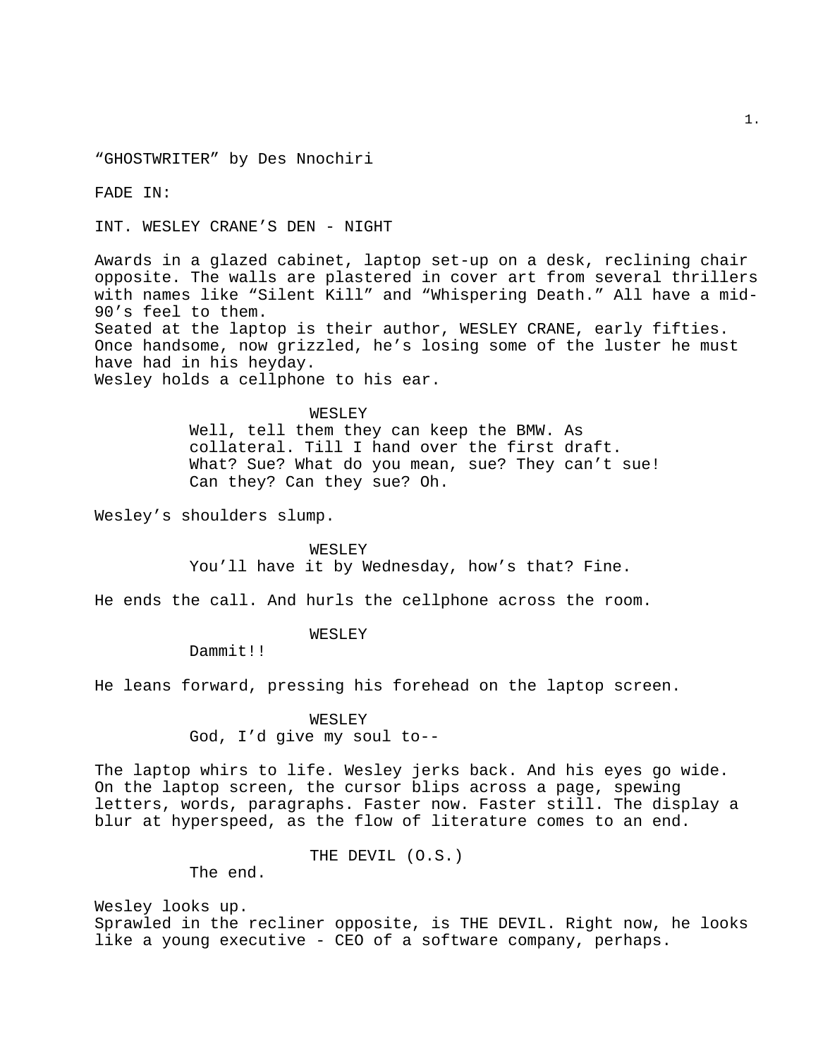"GHOSTWRITER" by Des Nnochiri

FADE IN:

INT. WESLEY CRANE'S DEN - NIGHT

Awards in a glazed cabinet, laptop set-up on a desk, reclining chair opposite. The walls are plastered in cover art from several thrillers with names like "Silent Kill" and "Whispering Death." All have a mid-90's feel to them.
Seated at the laptop is their author, WESLEY CRANE, early fifties. Once handsome, now grizzled, he's losing some of the luster he must have had in his heyday.
Wesley holds a cellphone to his ear.

WESLEY
Well, tell them they can keep the BMW. As collateral. Till I hand over the first draft. What? Sue? What do you mean, sue? They can't sue! Can they? Can they sue? Oh.

Wesley's shoulders slump.

WESLEY
You'll have it by Wednesday, how's that? Fine.

He ends the call. And hurls the cellphone across the room.

WESLEY
Dammit!!

He leans forward, pressing his forehead on the laptop screen.

WESLEY
God, I'd give my soul to--

The laptop whirs to life. Wesley jerks back. And his eyes go wide.
On the laptop screen, the cursor blips across a page, spewing letters, words, paragraphs. Faster now. Faster still. The display a blur at hyperspeed, as the flow of literature comes to an end.

THE DEVIL (O.S.)
The end.

Wesley looks up.
Sprawled in the recliner opposite, is THE DEVIL. Right now, he looks like a young executive - CEO of a software company, perhaps.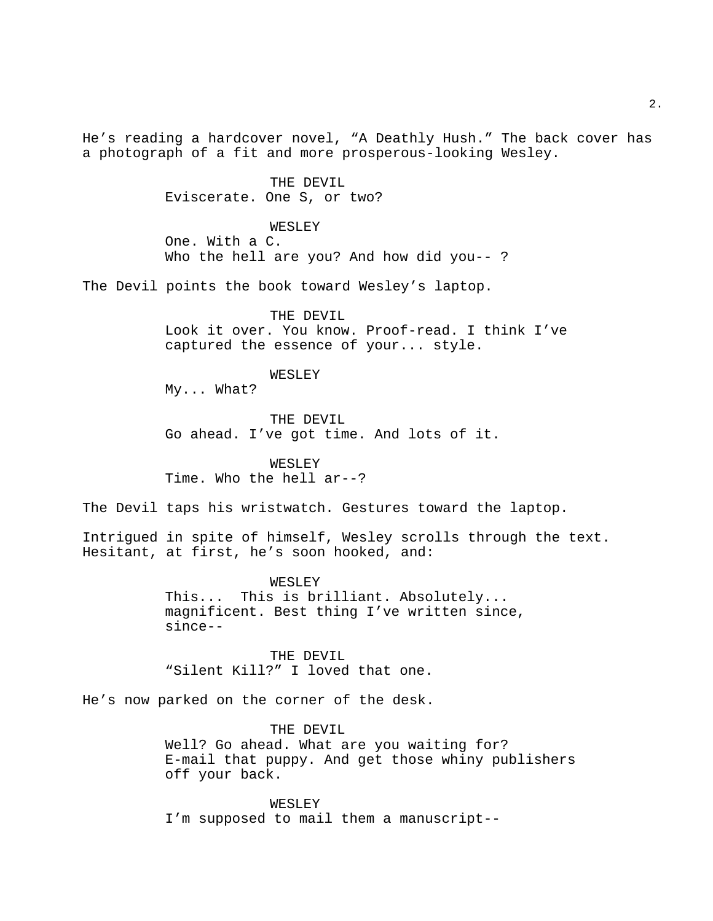He's reading a hardcover novel, "A Deathly Hush." The back cover has a photograph of a fit and more prosperous-looking Wesley.

THE DEVIL
Eviscerate. One S, or two?

WESLEY
One. With a C.
Who the hell are you? And how did you-- ?

The Devil points the book toward Wesley's laptop.

THE DEVIL
Look it over. You know. Proof-read. I think I've captured the essence of your... style.

WESLEY
My... What?

THE DEVIL
Go ahead. I've got time. And lots of it.

WESLEY
Time. Who the hell ar--?

The Devil taps his wristwatch. Gestures toward the laptop.

Intrigued in spite of himself, Wesley scrolls through the text. Hesitant, at first, he's soon hooked, and:

WESLEY
This...  This is brilliant. Absolutely... magnificent. Best thing I've written since, since--

THE DEVIL
"Silent Kill?" I loved that one.

He's now parked on the corner of the desk.

THE DEVIL
Well? Go ahead. What are you waiting for? E-mail that puppy. And get those whiny publishers off your back.

WESLEY
I'm supposed to mail them a manuscript--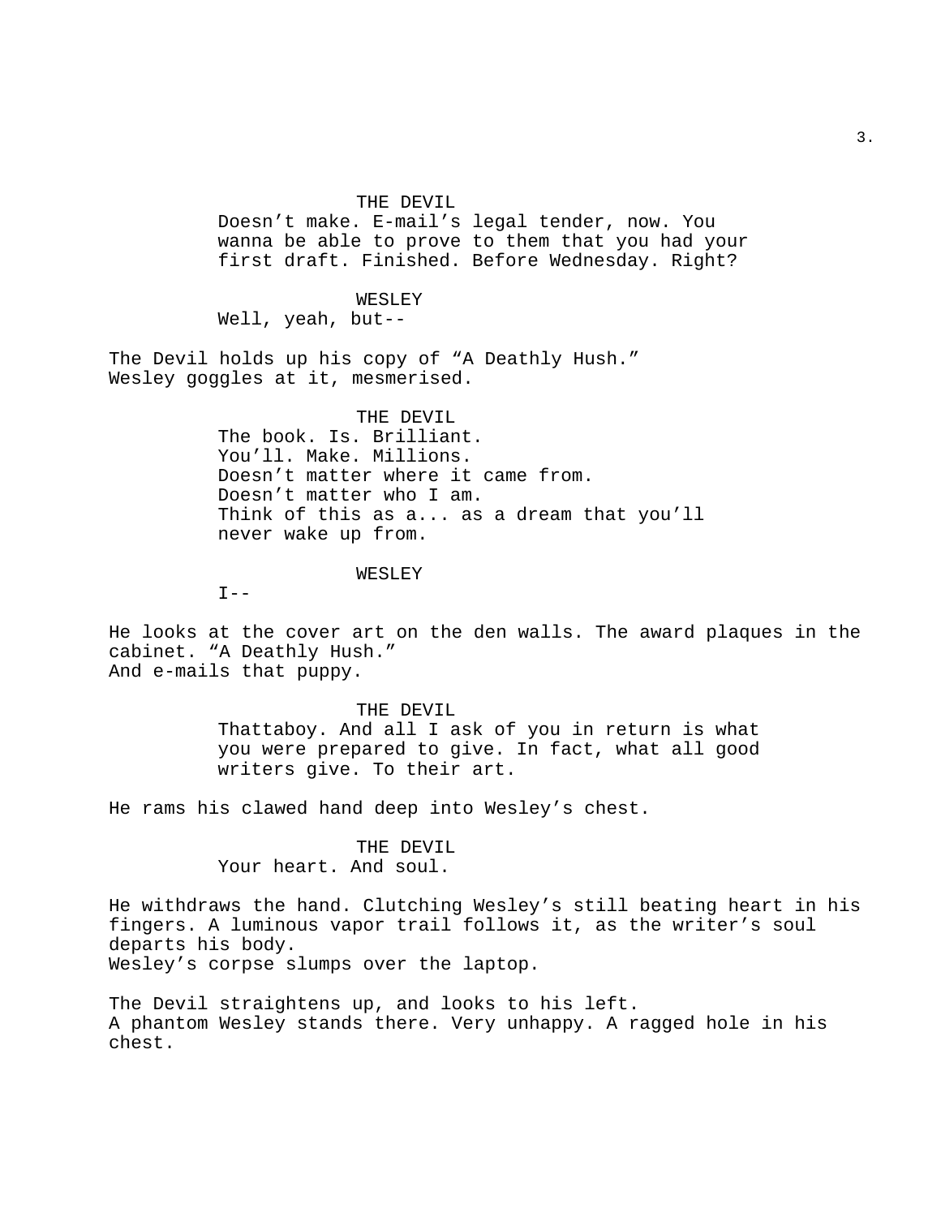THE DEVIL

Doesn't make. E-mail's legal tender, now. You wanna be able to prove to them that you had your first draft. Finished. Before Wednesday. Right?

WESLEY

Well, yeah, but--

The Devil holds up his copy of "A Deathly Hush."
Wesley goggles at it, mesmerised.

THE DEVIL

The book. Is. Brilliant.
You'll. Make. Millions.
Doesn't matter where it came from.
Doesn't matter who I am.
Think of this as a... as a dream that you'll never wake up from.

WESLEY

I--

He looks at the cover art on the den walls. The award plaques in the cabinet. "A Deathly Hush."
And e-mails that puppy.

THE DEVIL

Thattaboy. And all I ask of you in return is what you were prepared to give. In fact, what all good writers give. To their art.

He rams his clawed hand deep into Wesley's chest.

THE DEVIL

Your heart. And soul.

He withdraws the hand. Clutching Wesley's still beating heart in his fingers. A luminous vapor trail follows it, as the writer's soul departs his body.
Wesley's corpse slumps over the laptop.

The Devil straightens up, and looks to his left.
A phantom Wesley stands there. Very unhappy. A ragged hole in his chest.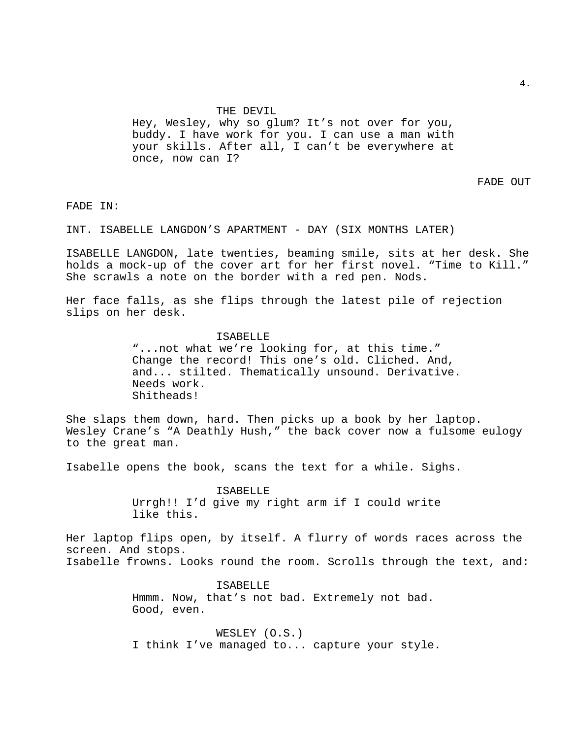THE DEVIL

Hey, Wesley, why so glum? It's not over for you, buddy. I have work for you. I can use a man with your skills. After all, I can't be everywhere at once, now can I?

FADE OUT

FADE IN:

INT. ISABELLE LANGDON'S APARTMENT - DAY (SIX MONTHS LATER)

ISABELLE LANGDON, late twenties, beaming smile, sits at her desk. She holds a mock-up of the cover art for her first novel. "Time to Kill." She scrawls a note on the border with a red pen. Nods.

Her face falls, as she flips through the latest pile of rejection slips on her desk.

ISABELLE

"...not what we're looking for, at this time." Change the record! This one's old. Cliched. And, and... stilted. Thematically unsound. Derivative. Needs work.
Shitheads!

She slaps them down, hard. Then picks up a book by her laptop. Wesley Crane's "A Deathly Hush," the back cover now a fulsome eulogy to the great man.

Isabelle opens the book, scans the text for a while. Sighs.

ISABELLE

Urrgh!! I'd give my right arm if I could write like this.

Her laptop flips open, by itself. A flurry of words races across the screen. And stops.
Isabelle frowns. Looks round the room. Scrolls through the text, and:

ISABELLE

Hmmm. Now, that's not bad. Extremely not bad. Good, even.

WESLEY (O.S.)

I think I've managed to... capture your style.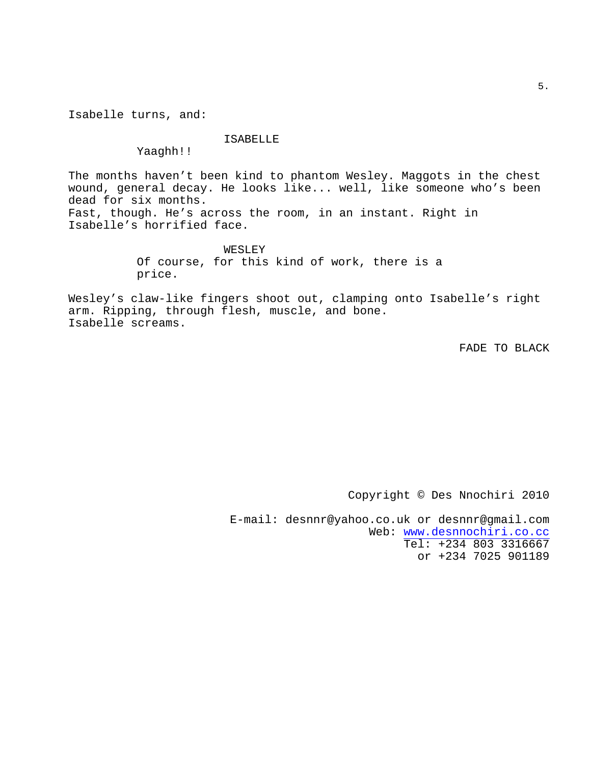Isabelle turns, and:

ISABELLE

Yaaghh!!

The months haven't been kind to phantom Wesley. Maggots in the chest wound, general decay. He looks like... well, like someone who's been dead for six months.
Fast, though. He's across the room, in an instant. Right in Isabelle's horrified face.

WESLEY

Of course, for this kind of work, there is a price.

Wesley's claw-like fingers shoot out, clamping onto Isabelle's right arm. Ripping, through flesh, muscle, and bone.
Isabelle screams.

FADE TO BLACK

Copyright © Des Nnochiri 2010

E-mail: desnnr@yahoo.co.uk or desnnr@gmail.com
Web: www.desnnochiri.co.cc
Tel: +234 803 3316667
or +234 7025 901189